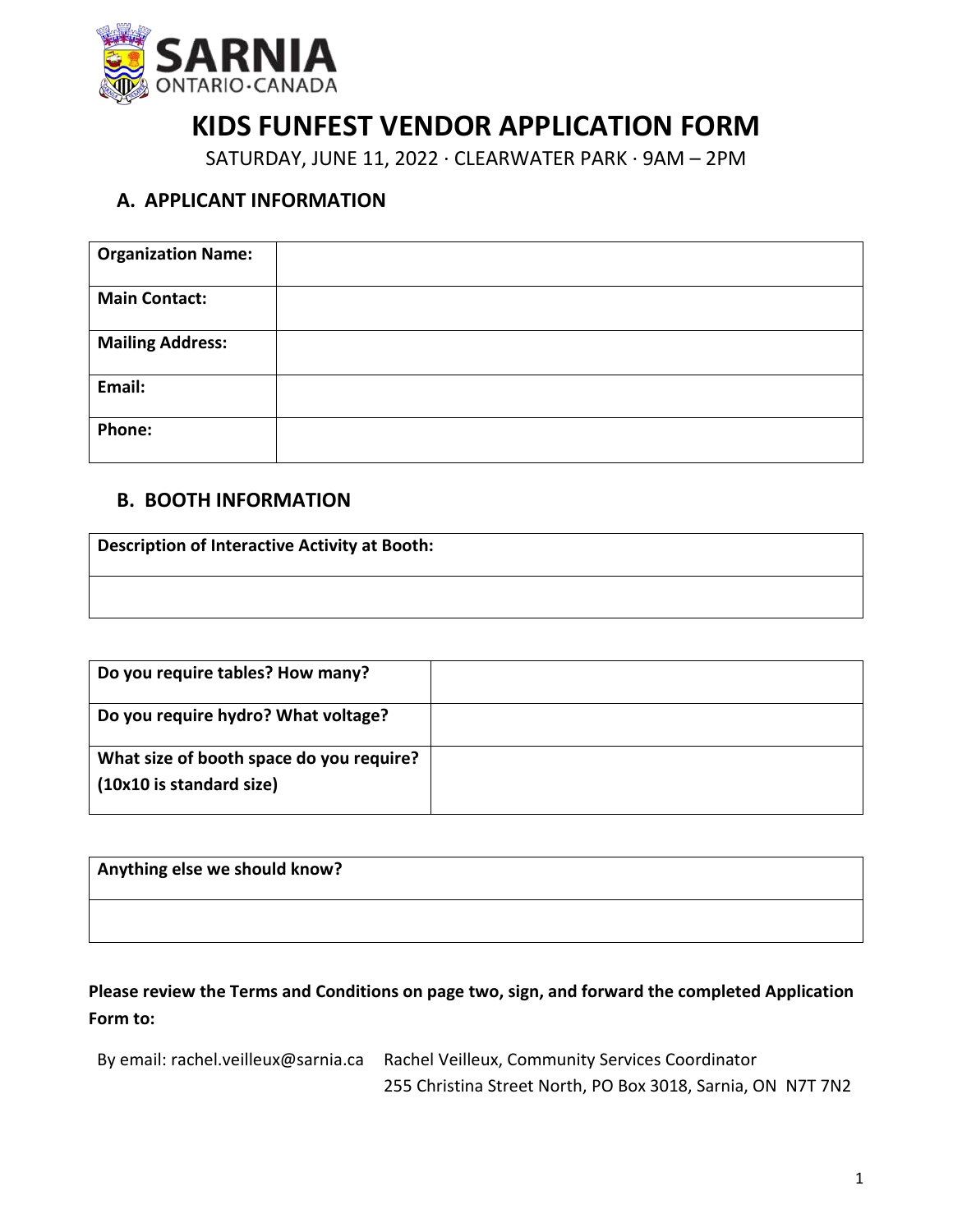# KIDS FUNFEST VENDOR APPLICATION FORM

SATURDAY, JUNE 11, 2022 · CLEARWATER PARK · 9AM – 2PM

## A. APPLICANT INFORMATION

| **Organization Name:** | |
|---|---|
| **Main Contact:** | |
| **Mailing Address:** | |
| **Email:** | |
| **Phone:** | |

## B. BOOTH INFORMATION

| **Description of Interactive Activity at Booth:** |
|---|
| |

| **Do you require tables? How many?** | |
|---|---|
| **Do you require hydro? What voltage?** | |
| **What size of booth space do you require? (10x10 is standard size)** | |

| **Anything else we should know?** |
|---|
| |

**Please review the Terms and Conditions on page two, sign, and forward the completed Application Form to:**

By email: rachel.veilleux@sarnia.ca

Rachel Veilleux, Community Services Coordinator
255 Christina Street North, PO Box 3018, Sarnia, ON N7T 7N2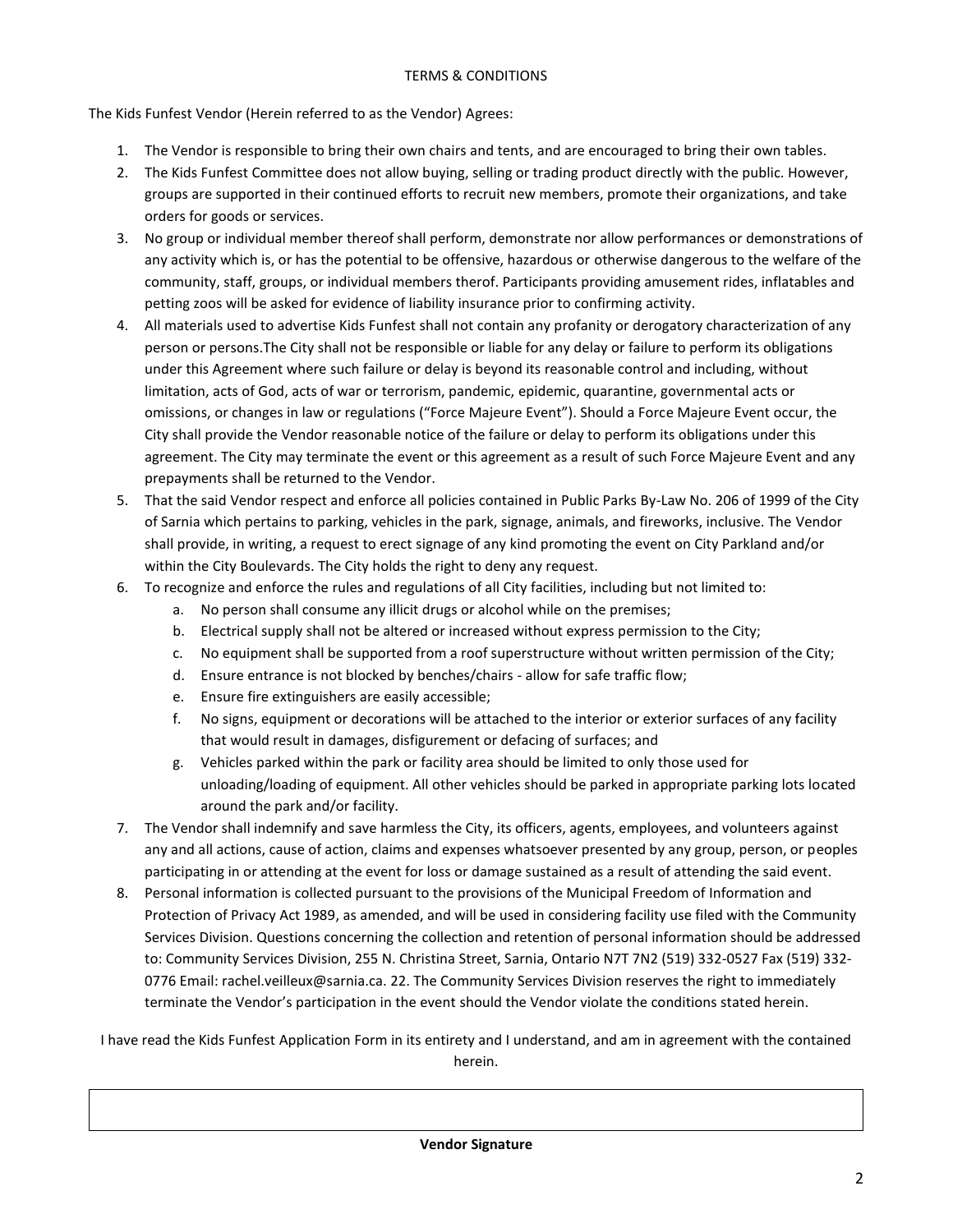TERMS & CONDITIONS

The Kids Funfest Vendor (Herein referred to as the Vendor) Agrees:

1. The Vendor is responsible to bring their own chairs and tents, and are encouraged to bring their own tables.
2. The Kids Funfest Committee does not allow buying, selling or trading product directly with the public. However, groups are supported in their continued efforts to recruit new members, promote their organizations, and take orders for goods or services.
3. No group or individual member thereof shall perform, demonstrate nor allow performances or demonstrations of any activity which is, or has the potential to be offensive, hazardous or otherwise dangerous to the welfare of the community, staff, groups, or individual members therof. Participants providing amusement rides, inflatables and petting zoos will be asked for evidence of liability insurance prior to confirming activity.
4. All materials used to advertise Kids Funfest shall not contain any profanity or derogatory characterization of any person or persons.The City shall not be responsible or liable for any delay or failure to perform its obligations under this Agreement where such failure or delay is beyond its reasonable control and including, without limitation, acts of God, acts of war or terrorism, pandemic, epidemic, quarantine, governmental acts or omissions, or changes in law or regulations ("Force Majeure Event"). Should a Force Majeure Event occur, the City shall provide the Vendor reasonable notice of the failure or delay to perform its obligations under this agreement. The City may terminate the event or this agreement as a result of such Force Majeure Event and any prepayments shall be returned to the Vendor.
5. That the said Vendor respect and enforce all policies contained in Public Parks By-Law No. 206 of 1999 of the City of Sarnia which pertains to parking, vehicles in the park, signage, animals, and fireworks, inclusive. The Vendor shall provide, in writing, a request to erect signage of any kind promoting the event on City Parkland and/or within the City Boulevards. The City holds the right to deny any request.
6. To recognize and enforce the rules and regulations of all City facilities, including but not limited to:
   a. No person shall consume any illicit drugs or alcohol while on the premises;
   b. Electrical supply shall not be altered or increased without express permission to the City;
   c. No equipment shall be supported from a roof superstructure without written permission of the City;
   d. Ensure entrance is not blocked by benches/chairs - allow for safe traffic flow;
   e. Ensure fire extinguishers are easily accessible;
   f. No signs, equipment or decorations will be attached to the interior or exterior surfaces of any facility that would result in damages, disfigurement or defacing of surfaces; and
   g. Vehicles parked within the park or facility area should be limited to only those used for unloading/loading of equipment. All other vehicles should be parked in appropriate parking lots located around the park and/or facility.
7. The Vendor shall indemnify and save harmless the City, its officers, agents, employees, and volunteers against any and all actions, cause of action, claims and expenses whatsoever presented by any group, person, or peoples participating in or attending at the event for loss or damage sustained as a result of attending the said event.
8. Personal information is collected pursuant to the provisions of the Municipal Freedom of Information and Protection of Privacy Act 1989, as amended, and will be used in considering facility use filed with the Community Services Division. Questions concerning the collection and retention of personal information should be addressed to: Community Services Division, 255 N. Christina Street, Sarnia, Ontario N7T 7N2 (519) 332-0527 Fax (519) 332-0776 Email: rachel.veilleux@sarnia.ca. 22. The Community Services Division reserves the right to immediately terminate the Vendor's participation in the event should the Vendor violate the conditions stated herein.

I have read the Kids Funfest Application Form in its entirety and I understand, and am in agreement with the contained herein.

**Vendor Signature**